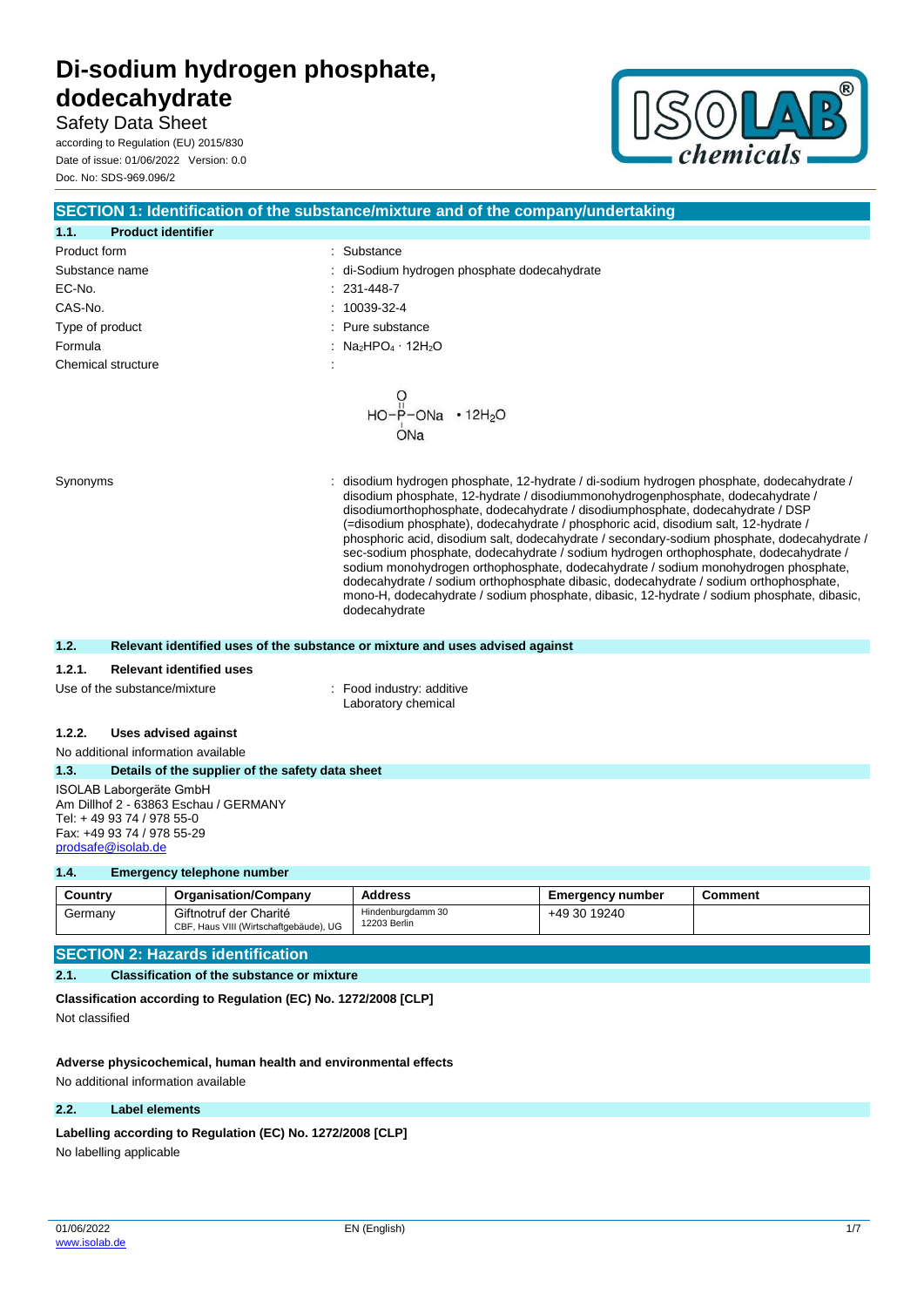# Di-sodium hydrogen phosphate, dodecahydrate

Safety Data Sheet

according to Regulation (EU) 2015/830

Date of issue: 01/06/2022 Version: 0.0

Doc. No: SDS-969.096/2

## SECTION 1: Identification of the substance/mixture and of the company/undertaking

### 1.1. Product identifier

| | |
|---|---|
| Product form | : Substance |
| Substance name | : di-Sodium hydrogen phosphate dodecahydrate |
| EC-No. | : 231-448-7 |
| CAS-No. | : 10039-32-4 |
| Type of product | : Pure substance |
| Formula | : $Na_2HPO_4 \cdot 12H_2O$ |
| Chemical structure | : |

$$HO-P(=O)(ONa)-ONa \cdot 12H_2O$$

Synonyms : disodium hydrogen phosphate, 12-hydrate / di-sodium hydrogen phosphate, dodecahydrate / disodium phosphate, 12-hydrate / disodiummonohydrogenphosphate, dodecahydrate / disodiumorthophosphate, dodecahydrate / disodiumphosphate, dodecahydrate / DSP (=disodium phosphate), dodecahydrate / phosphoric acid, disodium salt, 12-hydrate / phosphoric acid, disodium salt, dodecahydrate / secondary-sodium phosphate, dodecahydrate / sec-sodium phosphate, dodecahydrate / sodium hydrogen orthophosphate, dodecahydrate / sodium monohydrogen orthophosphate, dodecahydrate / sodium monohydrogen phosphate, dodecahydrate / sodium orthophosphate dibasic, dodecahydrate / sodium orthophosphate, mono-H, dodecahydrate / sodium phosphate, dibasic, 12-hydrate / sodium phosphate, dibasic, dodecahydrate

### 1.2. Relevant identified uses of the substance or mixture and uses advised against

#### 1.2.1. Relevant identified uses

Use of the substance/mixture : Food industry: additive
Laboratory chemical

#### 1.2.2. Uses advised against

No additional information available

### 1.3. Details of the supplier of the safety data sheet

ISOLAB Laborgeräte GmbH
Am Dillhof 2 - 63863 Eschau / GERMANY
Tel: + 49 93 74 / 978 55-0
Fax: +49 93 74 / 978 55-29
prodsafe@isolab.de

### 1.4. Emergency telephone number

| Country | Organisation/Company | Address | Emergency number | Comment |
|---|---|---|---|---|
| Germany | Giftnotruf der Charité CBF, Haus VIII (Wirtschaftgebäude), UG | Hindenburgdamm 30 12203 Berlin | +49 30 19240 | |

## SECTION 2: Hazards identification

### 2.1. Classification of the substance or mixture

**Classification according to Regulation (EC) No. 1272/2008 [CLP]**

Not classified

**Adverse physicochemical, human health and environmental effects**

No additional information available

### 2.2. Label elements

**Labelling according to Regulation (EC) No. 1272/2008 [CLP]**

No labelling applicable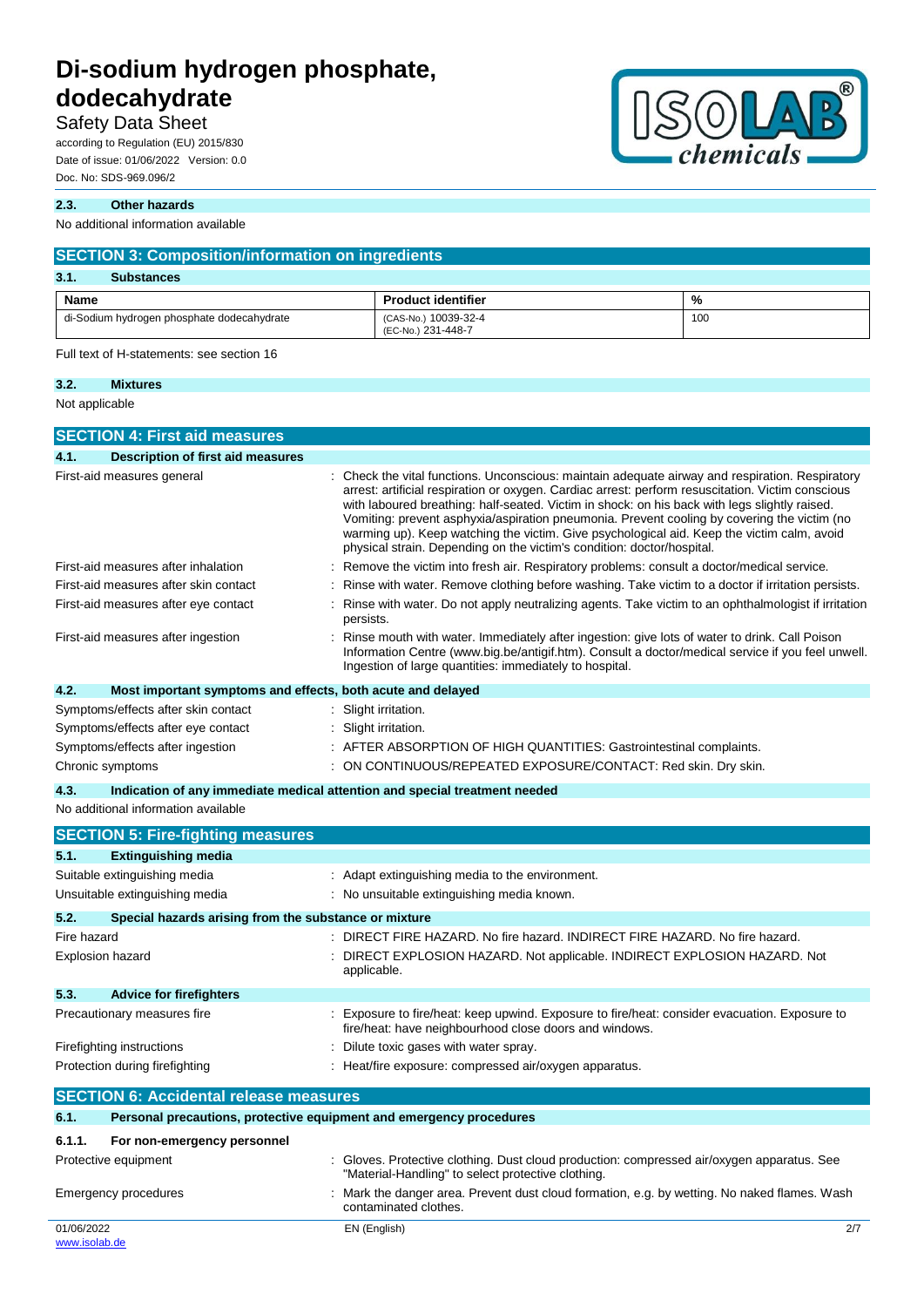### 2.3. Other hazards

No additional information available

## SECTION 3: Composition/information on ingredients

### 3.1. Substances

| Name | Product identifier | % |
|---|---|---|
| di-Sodium hydrogen phosphate dodecahydrate | (CAS-No.) 10039-32-4<br>(EC-No.) 231-448-7 | 100 |

Full text of H-statements: see section 16

### 3.2. Mixtures

Not applicable

## SECTION 4: First aid measures

### 4.1. Description of first aid measures

First-aid measures general : Check the vital functions. Unconscious: maintain adequate airway and respiration. Respiratory arrest: artificial respiration or oxygen. Cardiac arrest: perform resuscitation. Victim conscious with laboured breathing: half-seated. Victim in shock: on his back with legs slightly raised. Vomiting: prevent asphyxia/aspiration pneumonia. Prevent cooling by covering the victim (no warming up). Keep watching the victim. Give psychological aid. Keep the victim calm, avoid physical strain. Depending on the victim's condition: doctor/hospital.

First-aid measures after inhalation : Remove the victim into fresh air. Respiratory problems: consult a doctor/medical service.

First-aid measures after skin contact : Rinse with water. Remove clothing before washing. Take victim to a doctor if irritation persists.

First-aid measures after eye contact : Rinse with water. Do not apply neutralizing agents. Take victim to an ophthalmologist if irritation persists.

First-aid measures after ingestion : Rinse mouth with water. Immediately after ingestion: give lots of water to drink. Call Poison Information Centre (www.big.be/antigif.htm). Consult a doctor/medical service if you feel unwell. Ingestion of large quantities: immediately to hospital.

### 4.2. Most important symptoms and effects, both acute and delayed

Symptoms/effects after skin contact : Slight irritation.

Symptoms/effects after eye contact : Slight irritation.

Symptoms/effects after ingestion : AFTER ABSORPTION OF HIGH QUANTITIES: Gastrointestinal complaints.

Chronic symptoms : ON CONTINUOUS/REPEATED EXPOSURE/CONTACT: Red skin. Dry skin.

### 4.3. Indication of any immediate medical attention and special treatment needed

No additional information available

## SECTION 5: Fire-fighting measures

### 5.1. Extinguishing media

Suitable extinguishing media : Adapt extinguishing media to the environment.

Unsuitable extinguishing media : No unsuitable extinguishing media known.

### 5.2. Special hazards arising from the substance or mixture

Fire hazard : DIRECT FIRE HAZARD. No fire hazard. INDIRECT FIRE HAZARD. No fire hazard.

Explosion hazard : DIRECT EXPLOSION HAZARD. Not applicable. INDIRECT EXPLOSION HAZARD. Not applicable.

### 5.3. Advice for firefighters

Precautionary measures fire : Exposure to fire/heat: keep upwind. Exposure to fire/heat: consider evacuation. Exposure to fire/heat: have neighbourhood close doors and windows.

Firefighting instructions : Dilute toxic gases with water spray.

Protection during firefighting : Heat/fire exposure: compressed air/oxygen apparatus.

## SECTION 6: Accidental release measures

### 6.1. Personal precautions, protective equipment and emergency procedures

#### 6.1.1. For non-emergency personnel

Protective equipment : Gloves. Protective clothing. Dust cloud production: compressed air/oxygen apparatus. See "Material-Handling" to select protective clothing.

Emergency procedures : Mark the danger area. Prevent dust cloud formation, e.g. by wetting. No naked flames. Wash contaminated clothes.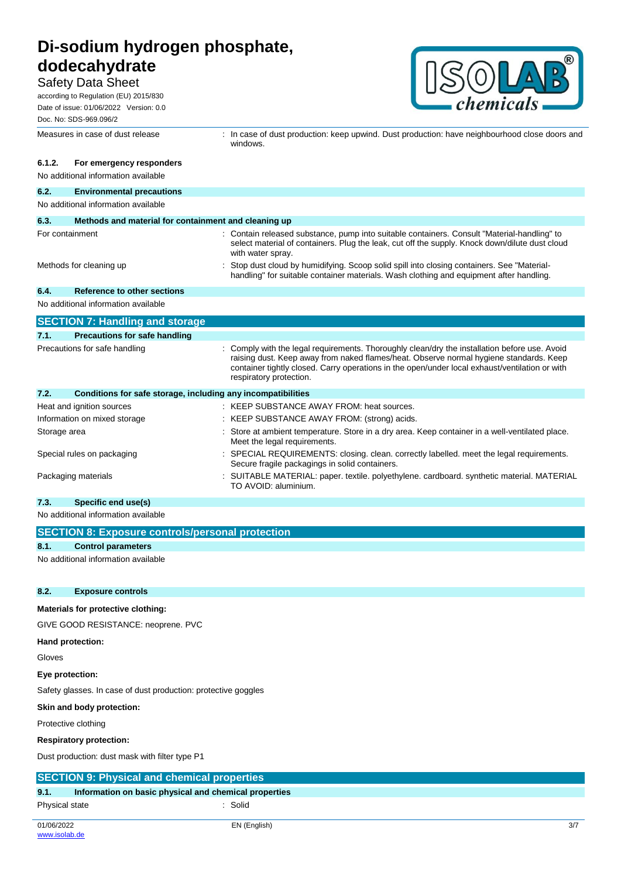| | |
|---|---|
| Measures in case of dust release | : In case of dust production: keep upwind. Dust production: have neighbourhood close doors and windows. |

#### 6.1.2. For emergency responders

No additional information available

### 6.2. Environmental precautions

No additional information available

### 6.3. Methods and material for containment and cleaning up

| | |
|---|---|
| For containment | : Contain released substance, pump into suitable containers. Consult "Material-handling" to select material of containers. Plug the leak, cut off the supply. Knock down/dilute dust cloud with water spray. |
| Methods for cleaning up | : Stop dust cloud by humidifying. Scoop solid spill into closing containers. See "Material-handling" for suitable container materials. Wash clothing and equipment after handling. |

### 6.4. Reference to other sections

No additional information available

## SECTION 7: Handling and storage

### 7.1. Precautions for safe handling

| | |
|---|---|
| Precautions for safe handling | : Comply with the legal requirements. Thoroughly clean/dry the installation before use. Avoid raising dust. Keep away from naked flames/heat. Observe normal hygiene standards. Keep container tightly closed. Carry operations in the open/under local exhaust/ventilation or with respiratory protection. |

### 7.2. Conditions for safe storage, including any incompatibilities

| | |
|---|---|
| Heat and ignition sources | : KEEP SUBSTANCE AWAY FROM: heat sources. |
| Information on mixed storage | : KEEP SUBSTANCE AWAY FROM: (strong) acids. |
| Storage area | : Store at ambient temperature. Store in a dry area. Keep container in a well-ventilated place. Meet the legal requirements. |
| Special rules on packaging | : SPECIAL REQUIREMENTS: closing. clean. correctly labelled. meet the legal requirements. Secure fragile packagings in solid containers. |
| Packaging materials | : SUITABLE MATERIAL: paper. textile. polyethylene. cardboard. synthetic material. MATERIAL TO AVOID: aluminium. |

### 7.3. Specific end use(s)

No additional information available

## SECTION 8: Exposure controls/personal protection

### 8.1. Control parameters

No additional information available

### 8.2. Exposure controls

**Materials for protective clothing:**

GIVE GOOD RESISTANCE: neoprene. PVC

**Hand protection:**

Gloves

**Eye protection:**

Safety glasses. In case of dust production: protective goggles

**Skin and body protection:**

Protective clothing

**Respiratory protection:**

Dust production: dust mask with filter type P1

## SECTION 9: Physical and chemical properties

### 9.1. Information on basic physical and chemical properties

| | |
|---|---|
| Physical state | : Solid |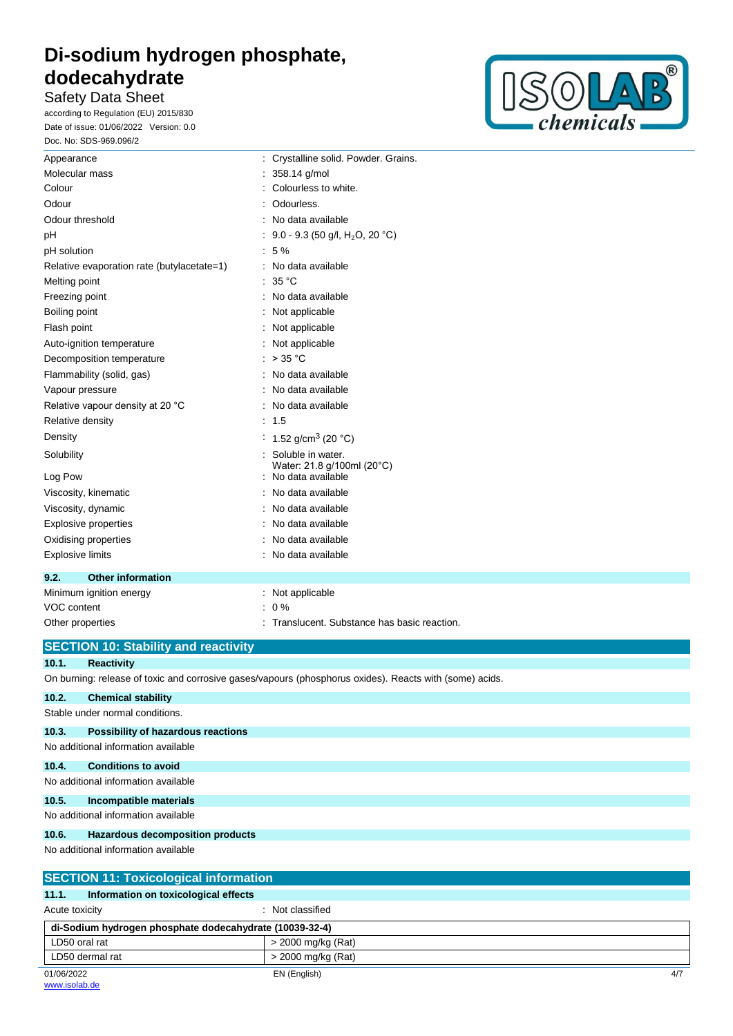| | |
|---|---|
| Appearance | : Crystalline solid. Powder. Grains. |
| Molecular mass | : 358.14 g/mol |
| Colour | : Colourless to white. |
| Odour | : Odourless. |
| Odour threshold | : No data available |
| pH | : 9.0 - 9.3 (50 g/l, $H_2O$, 20 °C) |
| pH solution | : 5 % |
| Relative evaporation rate (butylacetate=1) | : No data available |
| Melting point | : 35 °C |
| Freezing point | : No data available |
| Boiling point | : Not applicable |
| Flash point | : Not applicable |
| Auto-ignition temperature | : Not applicable |
| Decomposition temperature | : > 35 °C |
| Flammability (solid, gas) | : No data available |
| Vapour pressure | : No data available |
| Relative vapour density at 20 °C | : No data available |
| Relative density | : 1.5 |
| Density | : 1.52 g/cm$^3$ (20 °C) |
| Solubility | : Soluble in water. Water: 21.8 g/100ml (20°C) |
| Log Pow | : No data available |
| Viscosity, kinematic | : No data available |
| Viscosity, dynamic | : No data available |
| Explosive properties | : No data available |
| Oxidising properties | : No data available |
| Explosive limits | : No data available |

### 9.2. Other information

| | |
|---|---|
| Minimum ignition energy | : Not applicable |
| VOC content | : 0 % |
| Other properties | : Translucent. Substance has basic reaction. |

## SECTION 10: Stability and reactivity

### 10.1. Reactivity

On burning: release of toxic and corrosive gases/vapours (phosphorus oxides). Reacts with (some) acids.

### 10.2. Chemical stability

Stable under normal conditions.

### 10.3. Possibility of hazardous reactions

No additional information available

### 10.4. Conditions to avoid

No additional information available

### 10.5. Incompatible materials

No additional information available

### 10.6. Hazardous decomposition products

No additional information available

## SECTION 11: Toxicological information

### 11.1. Information on toxicological effects

Acute toxicity : Not classified

| di-Sodium hydrogen phosphate dodecahydrate (10039-32-4) | |
|---|---|
| LD50 oral rat | > 2000 mg/kg (Rat) |
| LD50 dermal rat | > 2000 mg/kg (Rat) |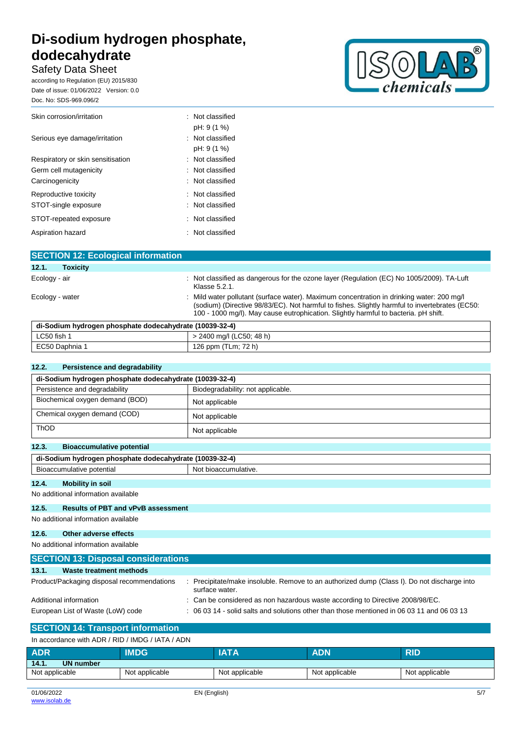| | |
|---|---|
| Skin corrosion/irritation | : Not classified<br>pH: 9 (1 %) |
| Serious eye damage/irritation | : Not classified<br>pH: 9 (1 %) |
| Respiratory or skin sensitisation | : Not classified |
| Germ cell mutagenicity | : Not classified |
| Carcinogenicity | : Not classified |
| Reproductive toxicity | : Not classified |
| STOT-single exposure | : Not classified |
| STOT-repeated exposure | : Not classified |
| Aspiration hazard | : Not classified |

## SECTION 12: Ecological information

### 12.1. Toxicity

| | |
|---|---|
| Ecology - air | : Not classified as dangerous for the ozone layer (Regulation (EC) No 1005/2009). TA-Luft Klasse 5.2.1. |
| Ecology - water | : Mild water pollutant (surface water). Maximum concentration in drinking water: 200 mg/l (sodium) (Directive 98/83/EC). Not harmful to fishes. Slightly harmful to invertebrates (EC50: 100 - 1000 mg/l). May cause eutrophication. Slightly harmful to bacteria. pH shift. |

| di-Sodium hydrogen phosphate dodecahydrate (10039-32-4) | |
|---|---|
| LC50 fish 1 | > 2400 mg/l (LC50; 48 h) |
| EC50 Daphnia 1 | 126 ppm (TLm; 72 h) |

### 12.2. Persistence and degradability

| di-Sodium hydrogen phosphate dodecahydrate (10039-32-4) | |
|---|---|
| Persistence and degradability | Biodegradability: not applicable. |
| Biochemical oxygen demand (BOD) | Not applicable |
| Chemical oxygen demand (COD) | Not applicable |
| ThOD | Not applicable |

### 12.3. Bioaccumulative potential

| di-Sodium hydrogen phosphate dodecahydrate (10039-32-4) | |
|---|---|
| Bioaccumulative potential | Not bioaccumulative. |

### 12.4. Mobility in soil

No additional information available

### 12.5. Results of PBT and vPvB assessment

No additional information available

### 12.6. Other adverse effects

No additional information available

## SECTION 13: Disposal considerations

### 13.1. Waste treatment methods

| | |
|---|---|
| Product/Packaging disposal recommendations | : Precipitate/make insoluble. Remove to an authorized dump (Class I). Do not discharge into surface water. |
| Additional information | : Can be considered as non hazardous waste according to Directive 2008/98/EC. |
| European List of Waste (LoW) code | : 06 03 14 - solid salts and solutions other than those mentioned in 06 03 11 and 06 03 13 |

## SECTION 14: Transport information

In accordance with ADR / RID / IMDG / IATA / ADN

| ADR | IMDG | IATA | ADN | RID |
|---|---|---|---|---|
| **14.1. UN number** | | | | |
| Not applicable | Not applicable | Not applicable | Not applicable | Not applicable |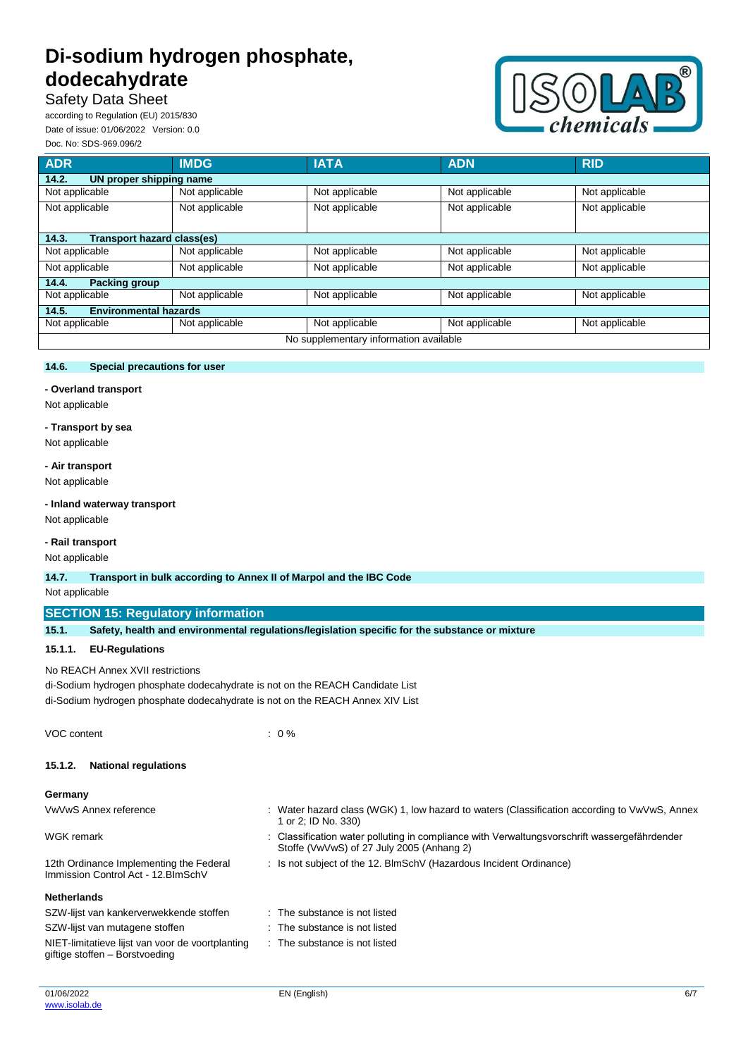| ADR | IMDG | IATA | ADN | RID |
| --- | --- | --- | --- | --- |
| **14.2. UN proper shipping name** | | | | |
| Not applicable | Not applicable | Not applicable | Not applicable | Not applicable |
| Not applicable | Not applicable | Not applicable | Not applicable | Not applicable |
| **14.3. Transport hazard class(es)** | | | | |
| Not applicable | Not applicable | Not applicable | Not applicable | Not applicable |
| Not applicable | Not applicable | Not applicable | Not applicable | Not applicable |
| **14.4. Packing group** | | | | |
| Not applicable | Not applicable | Not applicable | Not applicable | Not applicable |
| **14.5. Environmental hazards** | | | | |
| Not applicable | Not applicable | Not applicable | Not applicable | Not applicable |
| No supplementary information available | | | | |

### 14.6. Special precautions for user

**- Overland transport**

Not applicable

**- Transport by sea**

Not applicable

**- Air transport**

Not applicable

**- Inland waterway transport**

Not applicable

**- Rail transport**

Not applicable

### 14.7. Transport in bulk according to Annex II of Marpol and the IBC Code

Not applicable

## SECTION 15: Regulatory information

### 15.1. Safety, health and environmental regulations/legislation specific for the substance or mixture

#### 15.1.1. EU-Regulations

No REACH Annex XVII restrictions

di-Sodium hydrogen phosphate dodecahydrate is not on the REACH Candidate List

di-Sodium hydrogen phosphate dodecahydrate is not on the REACH Annex XIV List

VOC content : 0 %

#### 15.1.2. National regulations

**Germany**

| | |
| --- | --- |
| VwVwS Annex reference | : Water hazard class (WGK) 1, low hazard to waters (Classification according to VwVwS, Annex 1 or 2; ID No. 330) |
| WGK remark | : Classification water polluting in compliance with Verwaltungsvorschrift wassergefährdender Stoffe (VwVwS) of 27 July 2005 (Anhang 2) |
| 12th Ordinance Implementing the Federal Immission Control Act - 12.BImSchV | : Is not subject of the 12. BlmSchV (Hazardous Incident Ordinance) |

**Netherlands**

| | |
| --- | --- |
| SZW-lijst van kankerverwekkende stoffen | : The substance is not listed |
| SZW-lijst van mutagene stoffen | : The substance is not listed |
| NIET-limitatieve lijst van voor de voortplanting giftige stoffen – Borstvoeding | : The substance is not listed |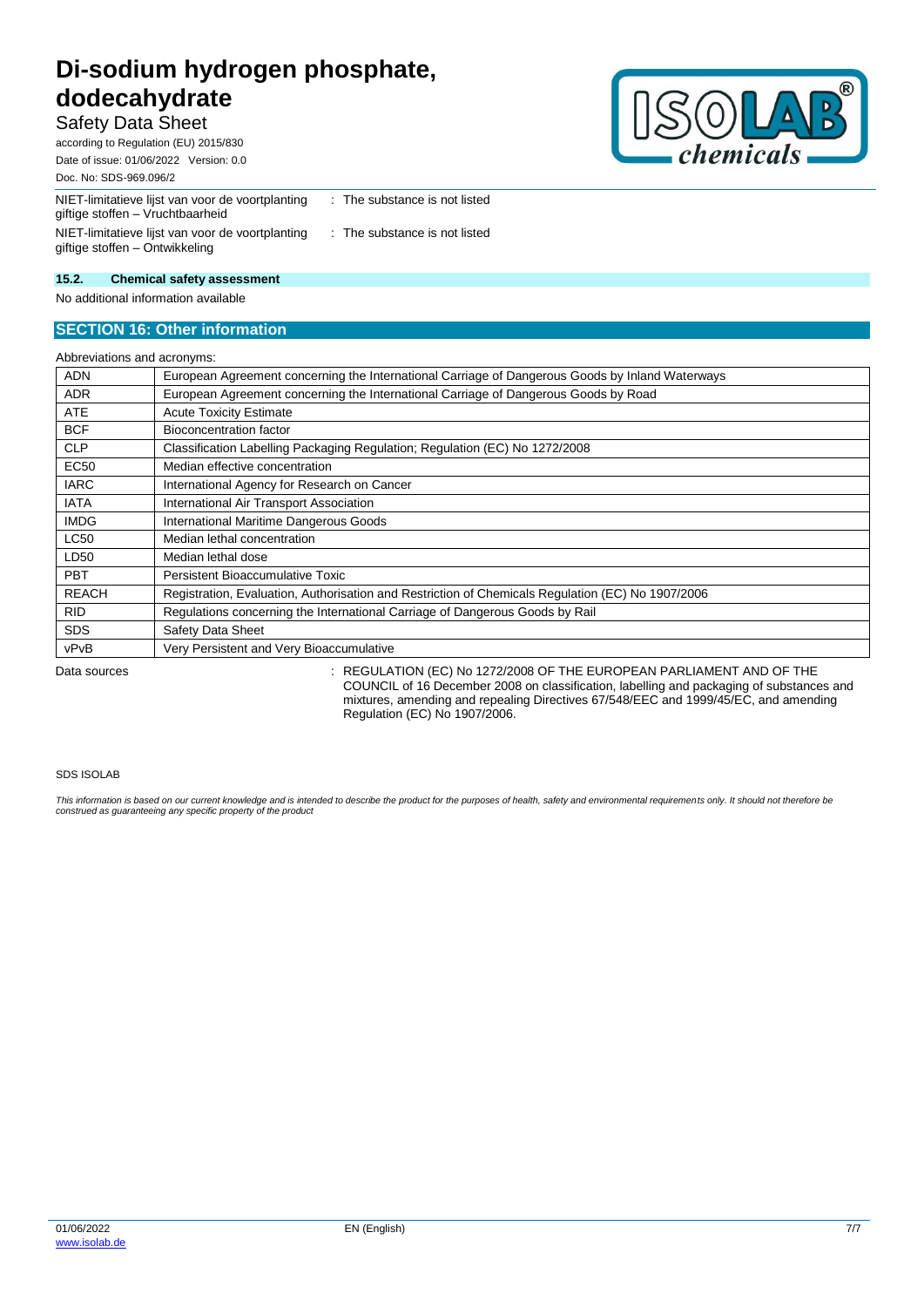| | |
|---|---|
| NIET-limitatieve lijst van voor de voortplanting giftige stoffen – Vruchtbaarheid | : The substance is not listed |
| NIET-limitatieve lijst van voor de voortplanting giftige stoffen – Ontwikkeling | : The substance is not listed |

### 15.2. Chemical safety assessment

No additional information available

## SECTION 16: Other information

Abbreviations and acronyms:

| | |
|---|---|
| ADN | European Agreement concerning the International Carriage of Dangerous Goods by Inland Waterways |
| ADR | European Agreement concerning the International Carriage of Dangerous Goods by Road |
| ATE | Acute Toxicity Estimate |
| BCF | Bioconcentration factor |
| CLP | Classification Labelling Packaging Regulation; Regulation (EC) No 1272/2008 |
| EC50 | Median effective concentration |
| IARC | International Agency for Research on Cancer |
| IATA | International Air Transport Association |
| IMDG | International Maritime Dangerous Goods |
| LC50 | Median lethal concentration |
| LD50 | Median lethal dose |
| PBT | Persistent Bioaccumulative Toxic |
| REACH | Registration, Evaluation, Authorisation and Restriction of Chemicals Regulation (EC) No 1907/2006 |
| RID | Regulations concerning the International Carriage of Dangerous Goods by Rail |
| SDS | Safety Data Sheet |
| vPvB | Very Persistent and Very Bioaccumulative |

Data sources : REGULATION (EC) No 1272/2008 OF THE EUROPEAN PARLIAMENT AND OF THE COUNCIL of 16 December 2008 on classification, labelling and packaging of substances and mixtures, amending and repealing Directives 67/548/EEC and 1999/45/EC, and amending Regulation (EC) No 1907/2006.

SDS ISOLAB

*This information is based on our current knowledge and is intended to describe the product for the purposes of health, safety and environmental requirements only. It should not therefore be construed as guaranteeing any specific property of the product*